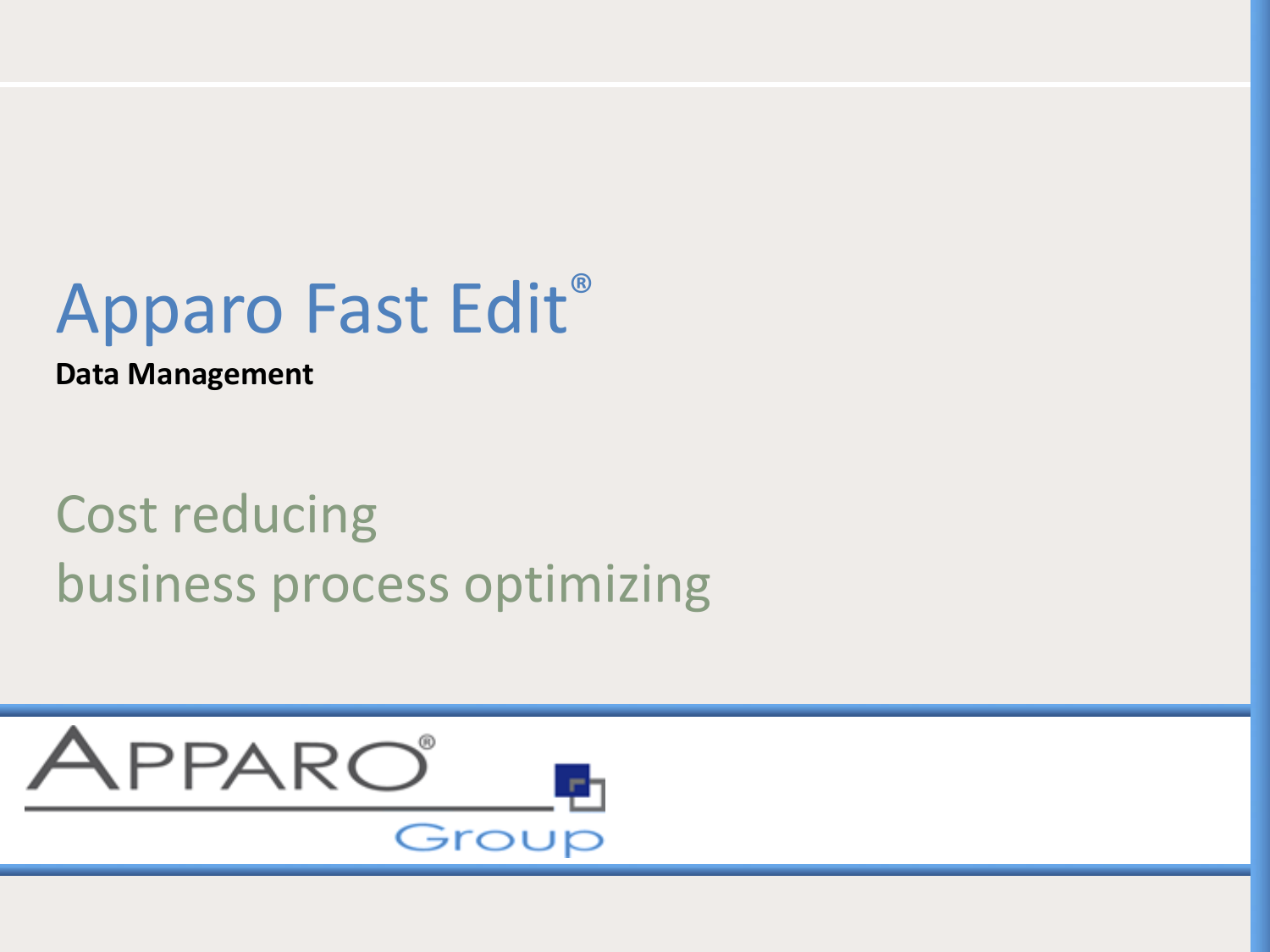# Apparo Fast Edit®

**Data Management**

## Cost reducing
## business process optimizing

APPARO® Group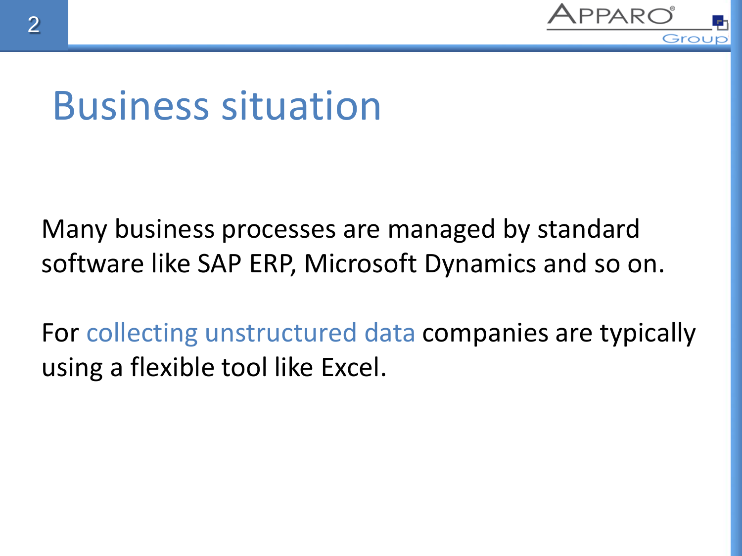# Business situation

Many business processes are managed by standard software like SAP ERP, Microsoft Dynamics and so on.

For collecting unstructured data companies are typically using a flexible tool like Excel.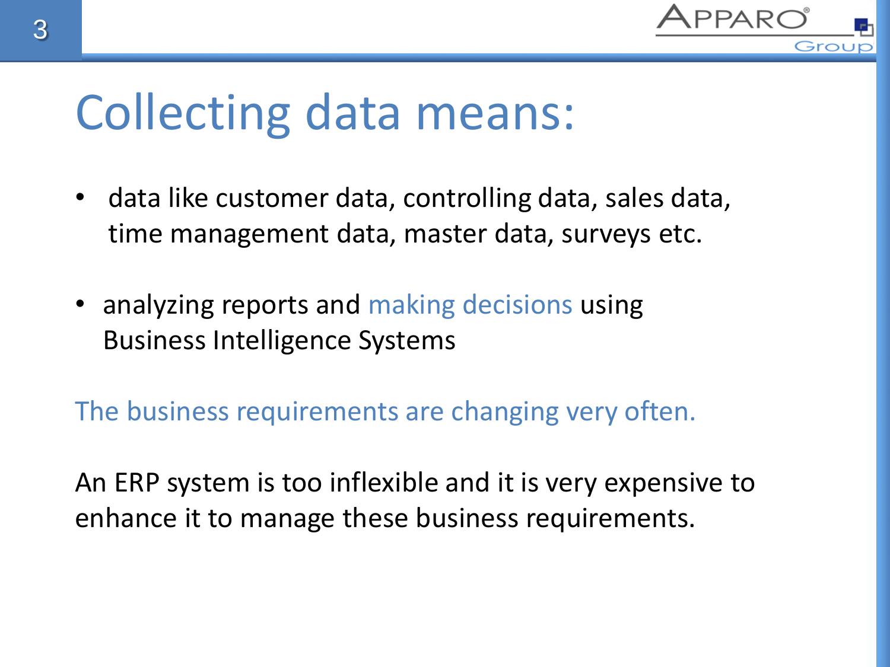# Collecting data means:

- data like customer data, controlling data, sales data, time management data, master data, surveys etc.

- analyzing reports and making decisions using Business Intelligence Systems

The business requirements are changing very often.

An ERP system is too inflexible and it is very expensive to enhance it to manage these business requirements.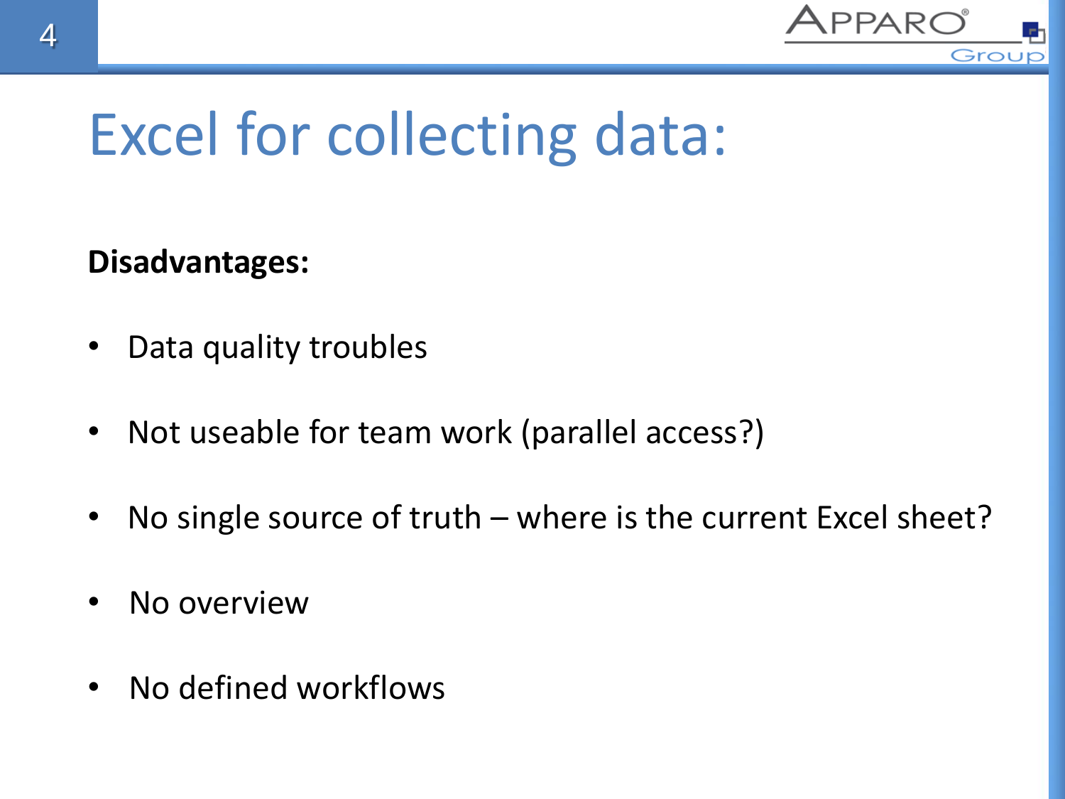# Excel for collecting data:

**Disadvantages:**

- Data quality troubles
- Not useable for team work (parallel access?)
- No single source of truth – where is the current Excel sheet?
- No overview
- No defined workflows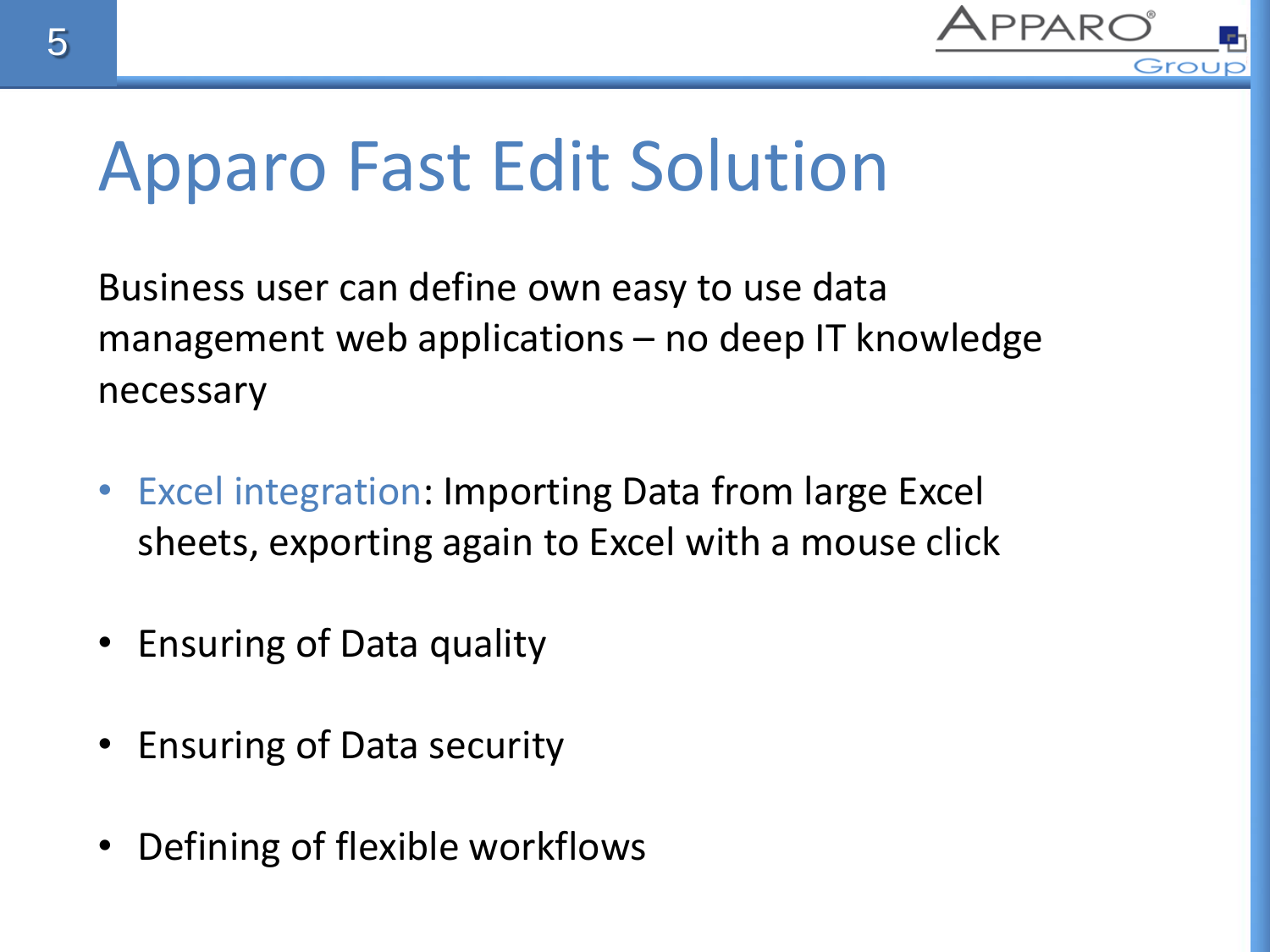# Apparo Fast Edit Solution

Business user can define own easy to use data management web applications – no deep IT knowledge necessary

- Excel integration: Importing Data from large Excel sheets, exporting again to Excel with a mouse click
- Ensuring of Data quality
- Ensuring of Data security
- Defining of flexible workflows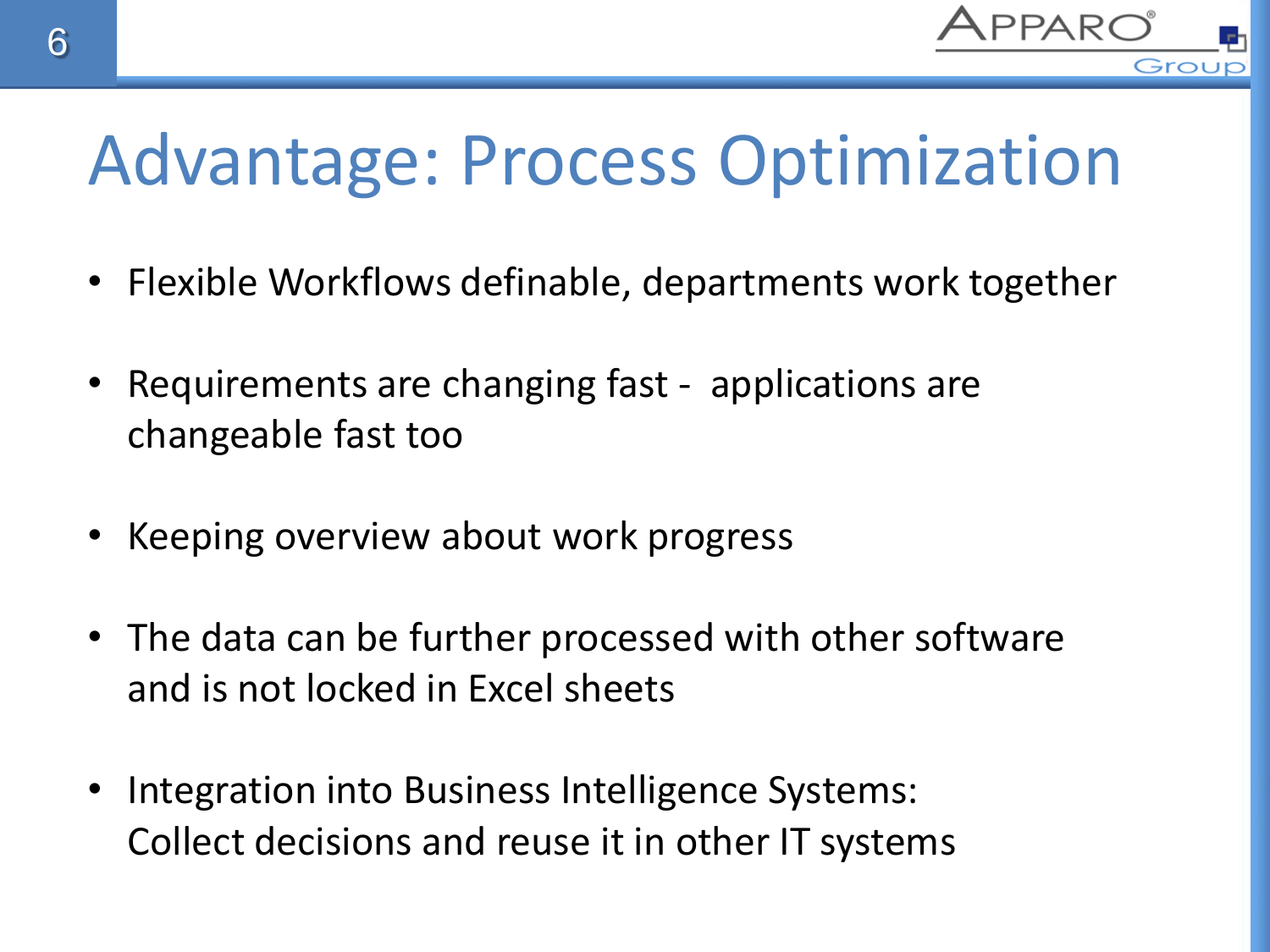# Advantage: Process Optimization

- Flexible Workflows definable, departments work together
- Requirements are changing fast - applications are changeable fast too
- Keeping overview about work progress
- The data can be further processed with other software and is not locked in Excel sheets
- Integration into Business Intelligence Systems: Collect decisions and reuse it in other IT systems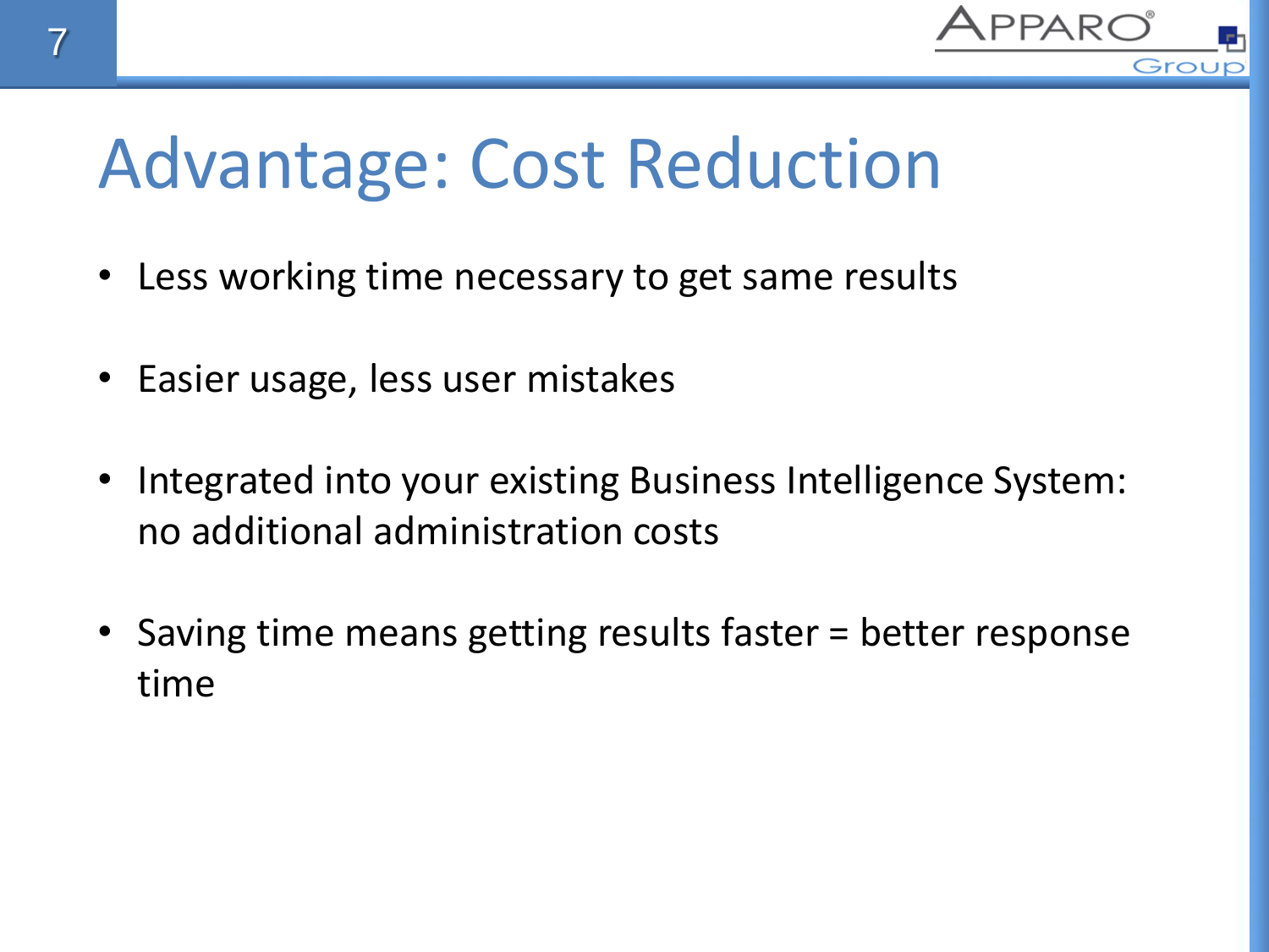# Advantage: Cost Reduction

- Less working time necessary to get same results
- Easier usage, less user mistakes
- Integrated into your existing Business Intelligence System: no additional administration costs
- Saving time means getting results faster = better response time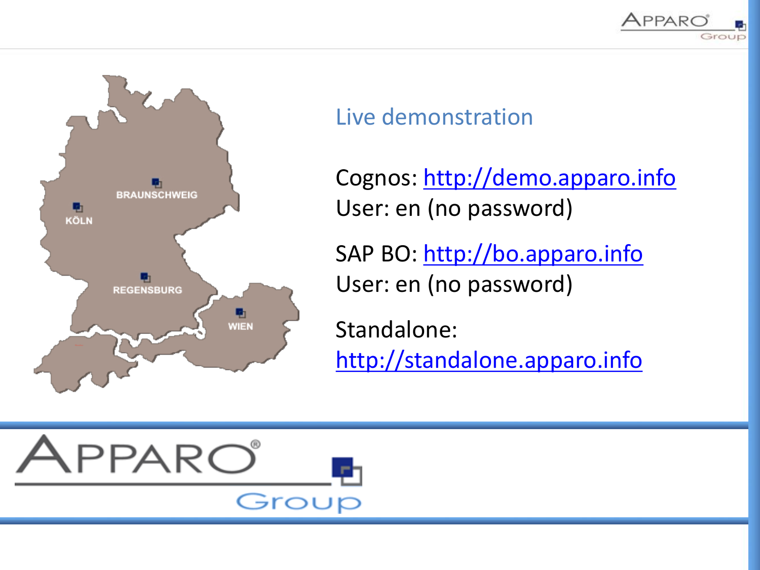## Live demonstration

Cognos: http://demo.apparo.info
User: en (no password)

SAP BO: http://bo.apparo.info
User: en (no password)

Standalone:
http://standalone.apparo.info